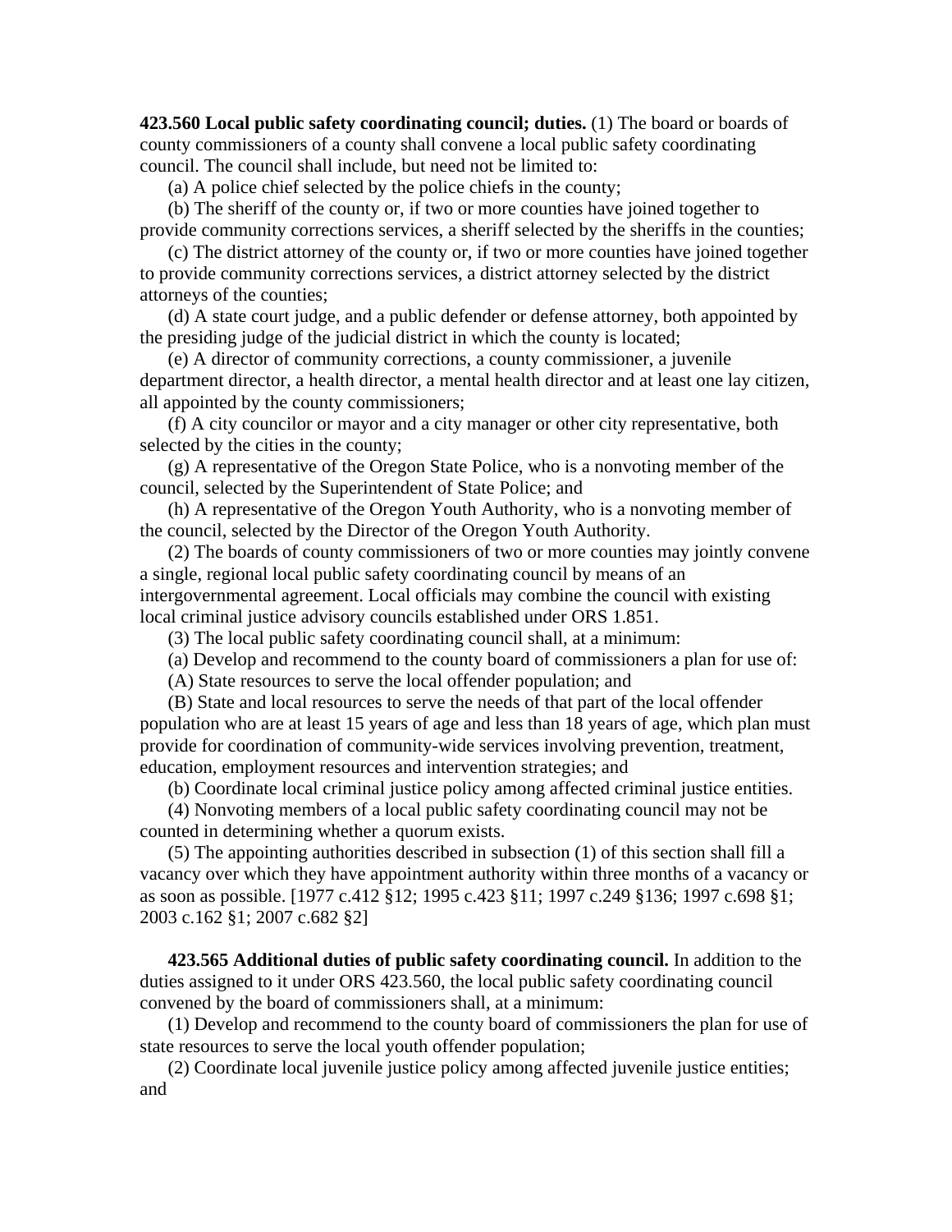**423.560 Local public safety coordinating council; duties.** (1) The board or boards of county commissioners of a county shall convene a local public safety coordinating council. The council shall include, but need not be limited to:

(a) A police chief selected by the police chiefs in the county;

(b) The sheriff of the county or, if two or more counties have joined together to provide community corrections services, a sheriff selected by the sheriffs in the counties;

(c) The district attorney of the county or, if two or more counties have joined together to provide community corrections services, a district attorney selected by the district attorneys of the counties;

(d) A state court judge, and a public defender or defense attorney, both appointed by the presiding judge of the judicial district in which the county is located;

(e) A director of community corrections, a county commissioner, a juvenile department director, a health director, a mental health director and at least one lay citizen, all appointed by the county commissioners;

(f) A city councilor or mayor and a city manager or other city representative, both selected by the cities in the county;

(g) A representative of the Oregon State Police, who is a nonvoting member of the council, selected by the Superintendent of State Police; and

(h) A representative of the Oregon Youth Authority, who is a nonvoting member of the council, selected by the Director of the Oregon Youth Authority.

(2) The boards of county commissioners of two or more counties may jointly convene a single, regional local public safety coordinating council by means of an intergovernmental agreement. Local officials may combine the council with existing local criminal justice advisory councils established under ORS 1.851.

(3) The local public safety coordinating council shall, at a minimum:

(a) Develop and recommend to the county board of commissioners a plan for use of:

(A) State resources to serve the local offender population; and

(B) State and local resources to serve the needs of that part of the local offender population who are at least 15 years of age and less than 18 years of age, which plan must provide for coordination of community-wide services involving prevention, treatment, education, employment resources and intervention strategies; and

(b) Coordinate local criminal justice policy among affected criminal justice entities.

(4) Nonvoting members of a local public safety coordinating council may not be counted in determining whether a quorum exists.

(5) The appointing authorities described in subsection (1) of this section shall fill a vacancy over which they have appointment authority within three months of a vacancy or as soon as possible. [1977 c.412 §12; 1995 c.423 §11; 1997 c.249 §136; 1997 c.698 §1; 2003 c.162 §1; 2007 c.682 §2]

**423.565 Additional duties of public safety coordinating council.** In addition to the duties assigned to it under ORS 423.560, the local public safety coordinating council convened by the board of commissioners shall, at a minimum:

(1) Develop and recommend to the county board of commissioners the plan for use of state resources to serve the local youth offender population;

(2) Coordinate local juvenile justice policy among affected juvenile justice entities; and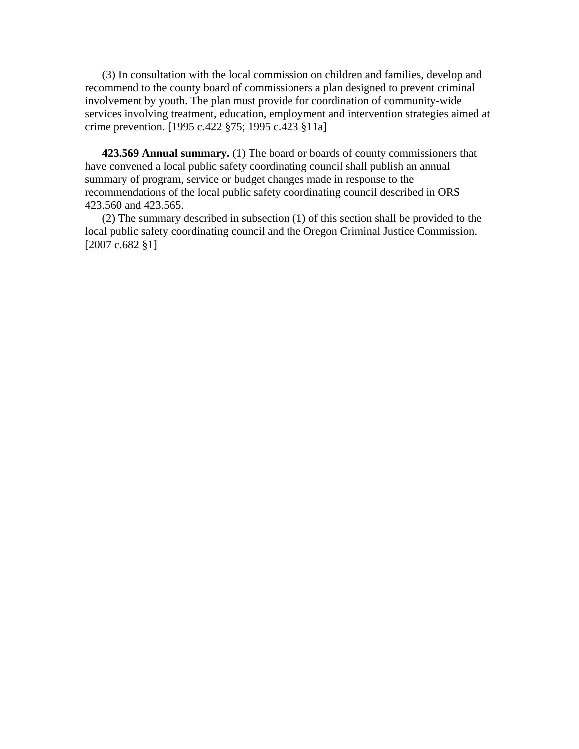(3) In consultation with the local commission on children and families, develop and recommend to the county board of commissioners a plan designed to prevent criminal involvement by youth. The plan must provide for coordination of community-wide services involving treatment, education, employment and intervention strategies aimed at crime prevention. [1995 c.422 §75; 1995 c.423 §11a]

**423.569 Annual summary.** (1) The board or boards of county commissioners that have convened a local public safety coordinating council shall publish an annual summary of program, service or budget changes made in response to the recommendations of the local public safety coordinating council described in ORS 423.560 and 423.565.

(2) The summary described in subsection (1) of this section shall be provided to the local public safety coordinating council and the Oregon Criminal Justice Commission. [2007 c.682 §1]